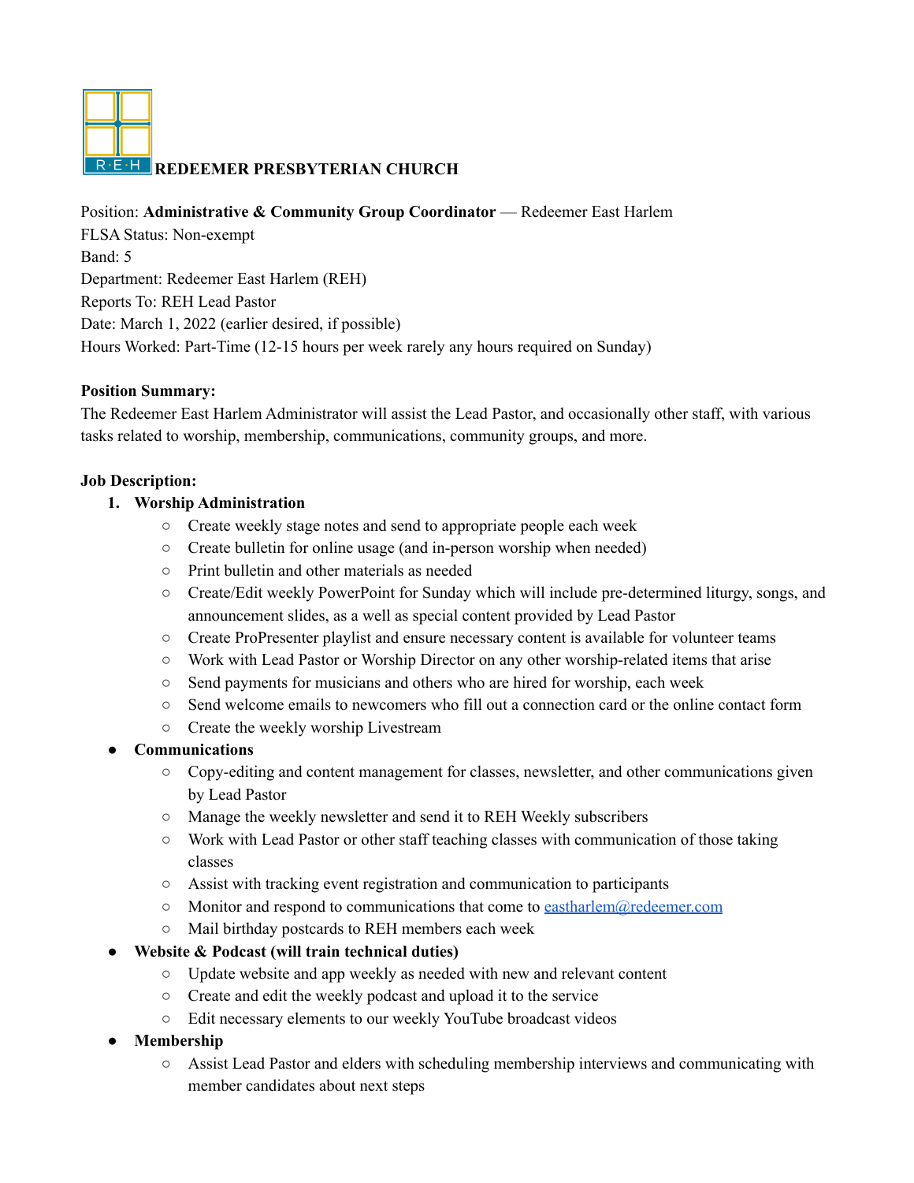**REDEEMER PRESBYTERIAN CHURCH**

Position: **Administrative & Community Group Coordinator** — Redeemer East Harlem
FLSA Status: Non-exempt
Band: 5
Department: Redeemer East Harlem (REH)
Reports To: REH Lead Pastor
Date: March 1, 2022 (earlier desired, if possible)
Hours Worked: Part-Time (12-15 hours per week rarely any hours required on Sunday)

**Position Summary:**
The Redeemer East Harlem Administrator will assist the Lead Pastor, and occasionally other staff, with various tasks related to worship, membership, communications, community groups, and more.

**Job Description:**

1. **Worship Administration**
    - Create weekly stage notes and send to appropriate people each week
    - Create bulletin for online usage (and in-person worship when needed)
    - Print bulletin and other materials as needed
    - Create/Edit weekly PowerPoint for Sunday which will include pre-determined liturgy, songs, and announcement slides, as a well as special content provided by Lead Pastor
    - Create ProPresenter playlist and ensure necessary content is available for volunteer teams
    - Work with Lead Pastor or Worship Director on any other worship-related items that arise
    - Send payments for musicians and others who are hired for worship, each week
    - Send welcome emails to newcomers who fill out a connection card or the online contact form
    - Create the weekly worship Livestream

- **Communications**
    - Copy-editing and content management for classes, newsletter, and other communications given by Lead Pastor
    - Manage the weekly newsletter and send it to REH Weekly subscribers
    - Work with Lead Pastor or other staff teaching classes with communication of those taking classes
    - Assist with tracking event registration and communication to participants
    - Monitor and respond to communications that come to eastharlem@redeemer.com
    - Mail birthday postcards to REH members each week
- **Website & Podcast (will train technical duties)**
    - Update website and app weekly as needed with new and relevant content
    - Create and edit the weekly podcast and upload it to the service
    - Edit necessary elements to our weekly YouTube broadcast videos
- **Membership**
    - Assist Lead Pastor and elders with scheduling membership interviews and communicating with member candidates about next steps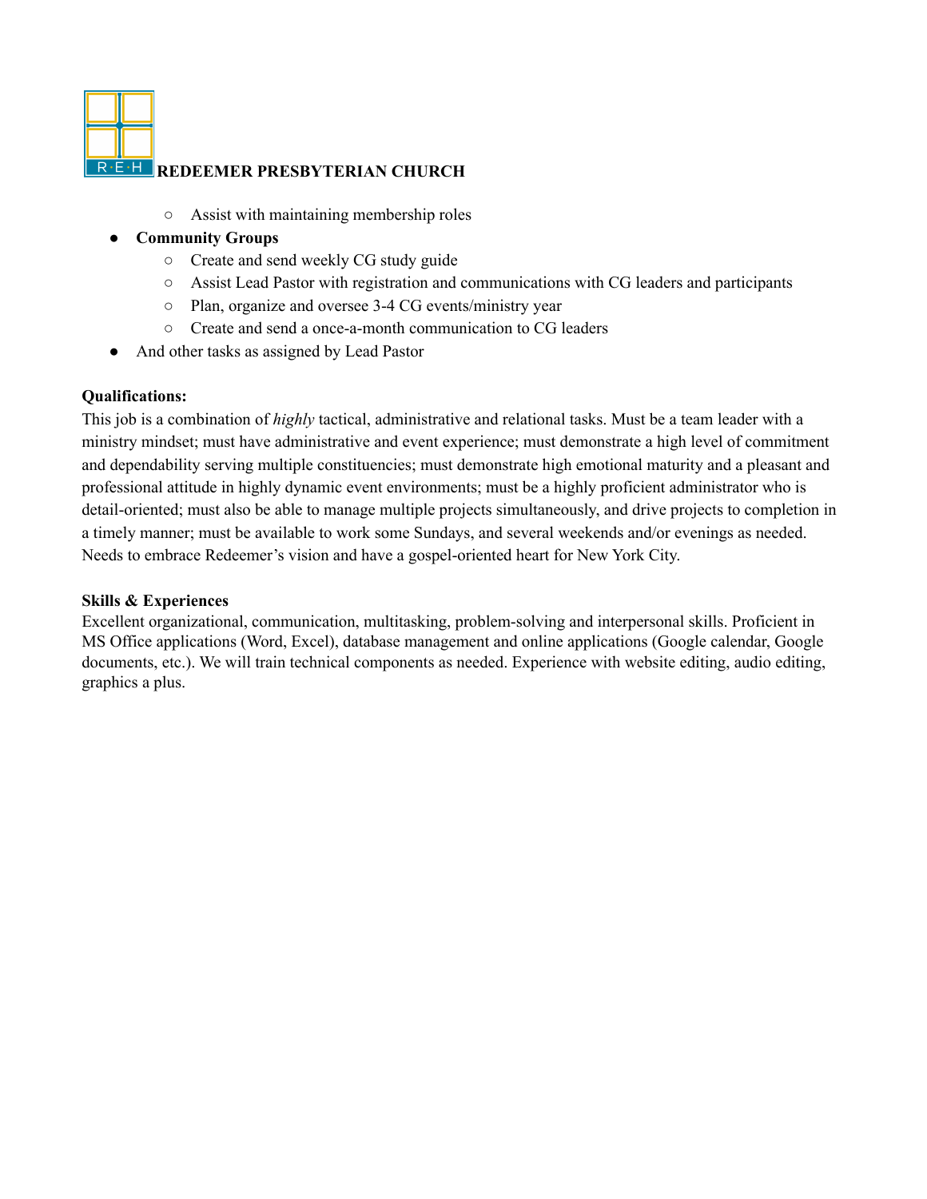**REDEEMER PRESBYTERIAN CHURCH**

- Assist with maintaining membership roles

- **Community Groups**
  - Create and send weekly CG study guide
  - Assist Lead Pastor with registration and communications with CG leaders and participants
  - Plan, organize and oversee 3-4 CG events/ministry year
  - Create and send a once-a-month communication to CG leaders
- And other tasks as assigned by Lead Pastor

**Qualifications:**

This job is a combination of *highly* tactical, administrative and relational tasks. Must be a team leader with a ministry mindset; must have administrative and event experience; must demonstrate a high level of commitment and dependability serving multiple constituencies; must demonstrate high emotional maturity and a pleasant and professional attitude in highly dynamic event environments; must be a highly proficient administrator who is detail-oriented; must also be able to manage multiple projects simultaneously, and drive projects to completion in a timely manner; must be available to work some Sundays, and several weekends and/or evenings as needed. Needs to embrace Redeemer's vision and have a gospel-oriented heart for New York City.

**Skills & Experiences**

Excellent organizational, communication, multitasking, problem-solving and interpersonal skills. Proficient in MS Office applications (Word, Excel), database management and online applications (Google calendar, Google documents, etc.). We will train technical components as needed. Experience with website editing, audio editing, graphics a plus.